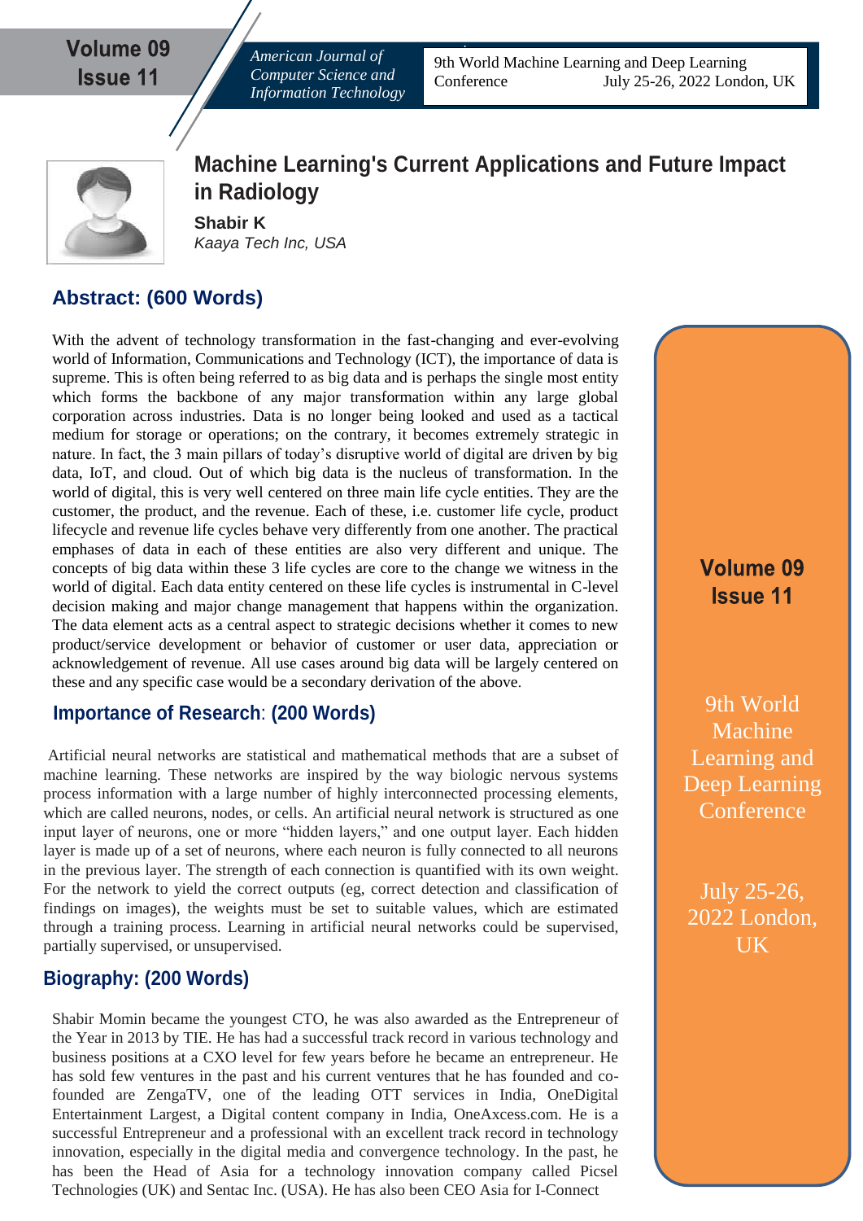# Machine Learning's Current Applications and Future Impact in Radiology

**Shabir K**

*Kaaya Tech Inc, USA*

## Abstract: (600 Words)

With the advent of technology transformation in the fast-changing and ever-evolving world of Information, Communications and Technology (ICT), the importance of data is supreme. This is often being referred to as big data and is perhaps the single most entity which forms the backbone of any major transformation within any large global corporation across industries. Data is no longer being looked and used as a tactical medium for storage or operations; on the contrary, it becomes extremely strategic in nature. In fact, the 3 main pillars of today's disruptive world of digital are driven by big data, IoT, and cloud. Out of which big data is the nucleus of transformation. In the world of digital, this is very well centered on three main life cycle entities. They are the customer, the product, and the revenue. Each of these, i.e. customer life cycle, product lifecycle and revenue life cycles behave very differently from one another. The practical emphases of data in each of these entities are also very different and unique. The concepts of big data within these 3 life cycles are core to the change we witness in the world of digital. Each data entity centered on these life cycles is instrumental in C-level decision making and major change management that happens within the organization. The data element acts as a central aspect to strategic decisions whether it comes to new product/service development or behavior of customer or user data, appreciation or acknowledgement of revenue. All use cases around big data will be largely centered on these and any specific case would be a secondary derivation of the above.

## Importance of Research: (200 Words)

Artificial neural networks are statistical and mathematical methods that are a subset of machine learning. These networks are inspired by the way biologic nervous systems process information with a large number of highly interconnected processing elements, which are called neurons, nodes, or cells. An artificial neural network is structured as one input layer of neurons, one or more "hidden layers," and one output layer. Each hidden layer is made up of a set of neurons, where each neuron is fully connected to all neurons in the previous layer. The strength of each connection is quantified with its own weight. For the network to yield the correct outputs (eg, correct detection and classification of findings on images), the weights must be set to suitable values, which are estimated through a training process. Learning in artificial neural networks could be supervised, partially supervised, or unsupervised.

## Biography: (200 Words)

Shabir Momin became the youngest CTO, he was also awarded as the Entrepreneur of the Year in 2013 by TIE. He has had a successful track record in various technology and business positions at a CXO level for few years before he became an entrepreneur. He has sold few ventures in the past and his current ventures that he has founded and co-founded are ZengaTV, one of the leading OTT services in India, OneDigital Entertainment Largest, a Digital content company in India, OneAxcess.com. He is a successful Entrepreneur and a professional with an excellent track record in technology innovation, especially in the digital media and convergence technology. In the past, he has been the Head of Asia for a technology innovation company called Picsel Technologies (UK) and Sentac Inc. (USA). He has also been CEO Asia for I-Connect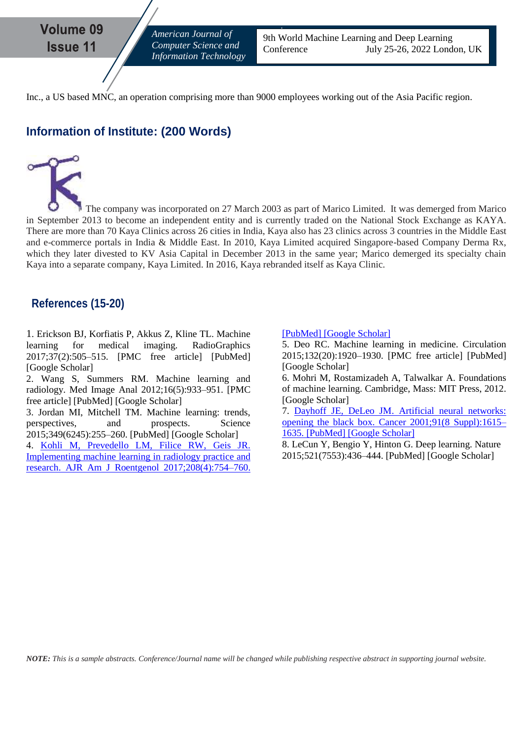Inc., a US based MNC, an operation comprising more than 9000 employees working out of the Asia Pacific region.

## Information of Institute: (200 Words)

The company was incorporated on 27 March 2003 as part of Marico Limited. It was demerged from Marico in September 2013 to become an independent entity and is currently traded on the National Stock Exchange as KAYA. There are more than 70 Kaya Clinics across 26 cities in India, Kaya also has 23 clinics across 3 countries in the Middle East and e-commerce portals in India & Middle East. In 2010, Kaya Limited acquired Singapore-based Company Derma Rx, which they later divested to KV Asia Capital in December 2013 in the same year; Marico demerged its specialty chain Kaya into a separate company, Kaya Limited. In 2016, Kaya rebranded itself as Kaya Clinic.

## References (15-20)

1. Erickson BJ, Korfiatis P, Akkus Z, Kline TL. Machine learning for medical imaging. RadioGraphics 2017;37(2):505–515. [PMC free article] [PubMed] [Google Scholar]
2. Wang S, Summers RM. Machine learning and radiology. Med Image Anal 2012;16(5):933–951. [PMC free article] [PubMed] [Google Scholar]
3. Jordan MI, Mitchell TM. Machine learning: trends, perspectives, and prospects. Science 2015;349(6245):255–260. [PubMed] [Google Scholar]
4. Kohli M, Prevedello LM, Filice RW, Geis JR. Implementing machine learning in radiology practice and research. AJR Am J Roentgenol 2017;208(4):754–760. [PubMed] [Google Scholar]
5. Deo RC. Machine learning in medicine. Circulation 2015;132(20):1920–1930. [PMC free article] [PubMed] [Google Scholar]
6. Mohri M, Rostamizadeh A, Talwalkar A. Foundations of machine learning. Cambridge, Mass: MIT Press, 2012. [Google Scholar]
7. Dayhoff JE, DeLeo JM. Artificial neural networks: opening the black box. Cancer 2001;91(8 Suppl):1615–1635. [PubMed] [Google Scholar]
8. LeCun Y, Bengio Y, Hinton G. Deep learning. Nature 2015;521(7553):436–444. [PubMed] [Google Scholar]

***NOTE:*** *This is a sample abstracts. Conference/Journal name will be changed while publishing respective abstract in supporting journal website.*